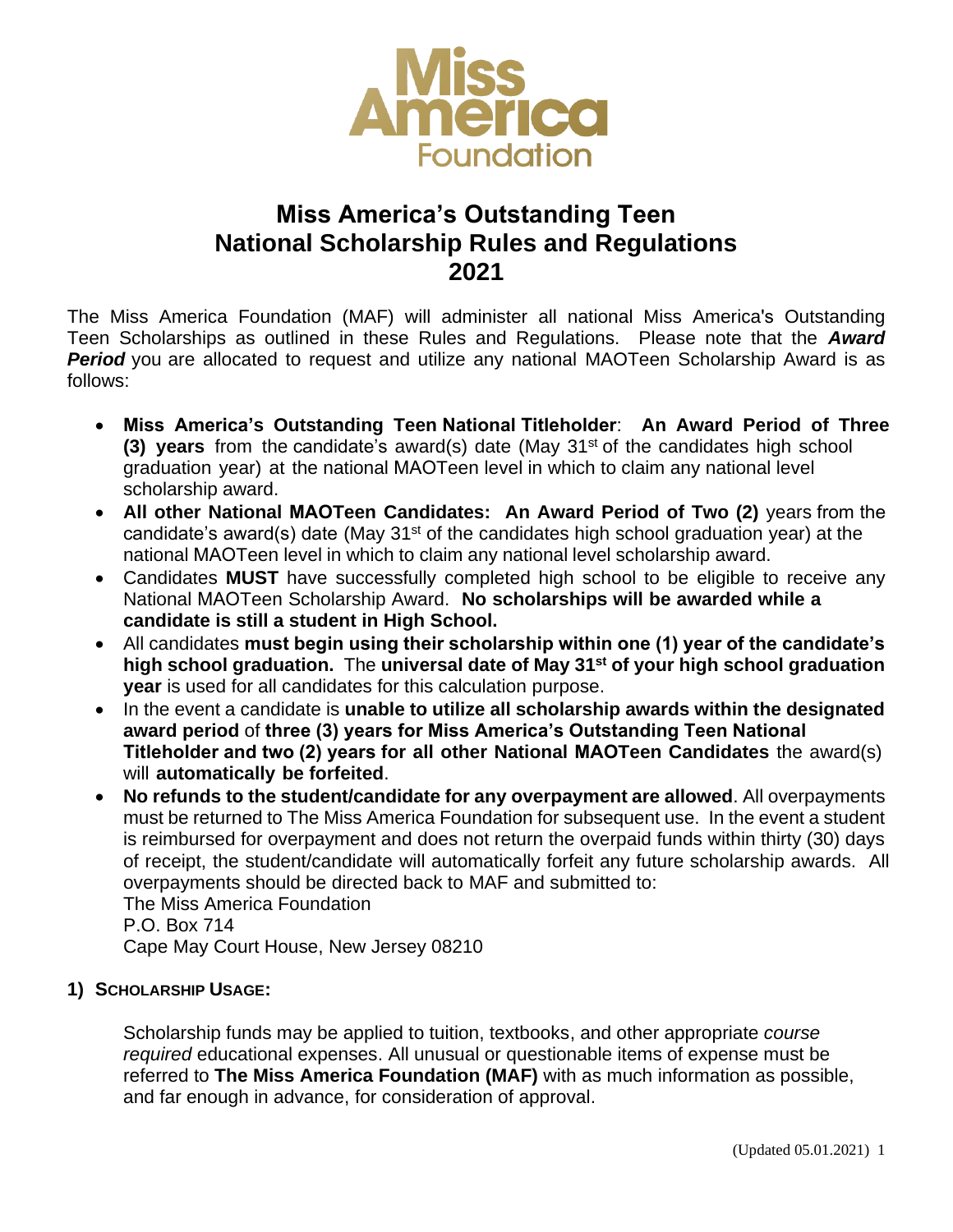Miss America Foundation

# Miss America's Outstanding Teen National Scholarship Rules and Regulations 2021

The Miss America Foundation (MAF) will administer all national Miss America's Outstanding Teen Scholarships as outlined in these Rules and Regulations. Please note that the ***Award Period*** you are allocated to request and utilize any national MAOTeen Scholarship Award is as follows:

- **Miss America's Outstanding Teen National Titleholder**: **An Award Period of Three (3) years** from the candidate's award(s) date (May 31st of the candidates high school graduation year) at the national MAOTeen level in which to claim any national level scholarship award.
- **All other National MAOTeen Candidates: An Award Period of Two (2)** years from the candidate's award(s) date (May 31st of the candidates high school graduation year) at the national MAOTeen level in which to claim any national level scholarship award.
- Candidates **MUST** have successfully completed high school to be eligible to receive any National MAOTeen Scholarship Award. **No scholarships will be awarded while a candidate is still a student in High School.**
- All candidates **must begin using their scholarship within one (1) year of the candidate's high school graduation.** The **universal date of May 31st of your high school graduation year** is used for all candidates for this calculation purpose.
- In the event a candidate is **unable to utilize all scholarship awards within the designated award period** of **three (3) years for Miss America's Outstanding Teen National Titleholder and two (2) years for all other National MAOTeen Candidates** the award(s) will **automatically be forfeited**.
- **No refunds to the student/candidate for any overpayment are allowed**. All overpayments must be returned to The Miss America Foundation for subsequent use. In the event a student is reimbursed for overpayment and does not return the overpaid funds within thirty (30) days of receipt, the student/candidate will automatically forfeit any future scholarship awards. All overpayments should be directed back to MAF and submitted to:
  The Miss America Foundation
  P.O. Box 714
  Cape May Court House, New Jersey 08210

## 1) Scholarship Usage:

Scholarship funds may be applied to tuition, textbooks, and other appropriate *course required* educational expenses. All unusual or questionable items of expense must be referred to **The Miss America Foundation (MAF)** with as much information as possible, and far enough in advance, for consideration of approval.

(Updated 05.01.2021)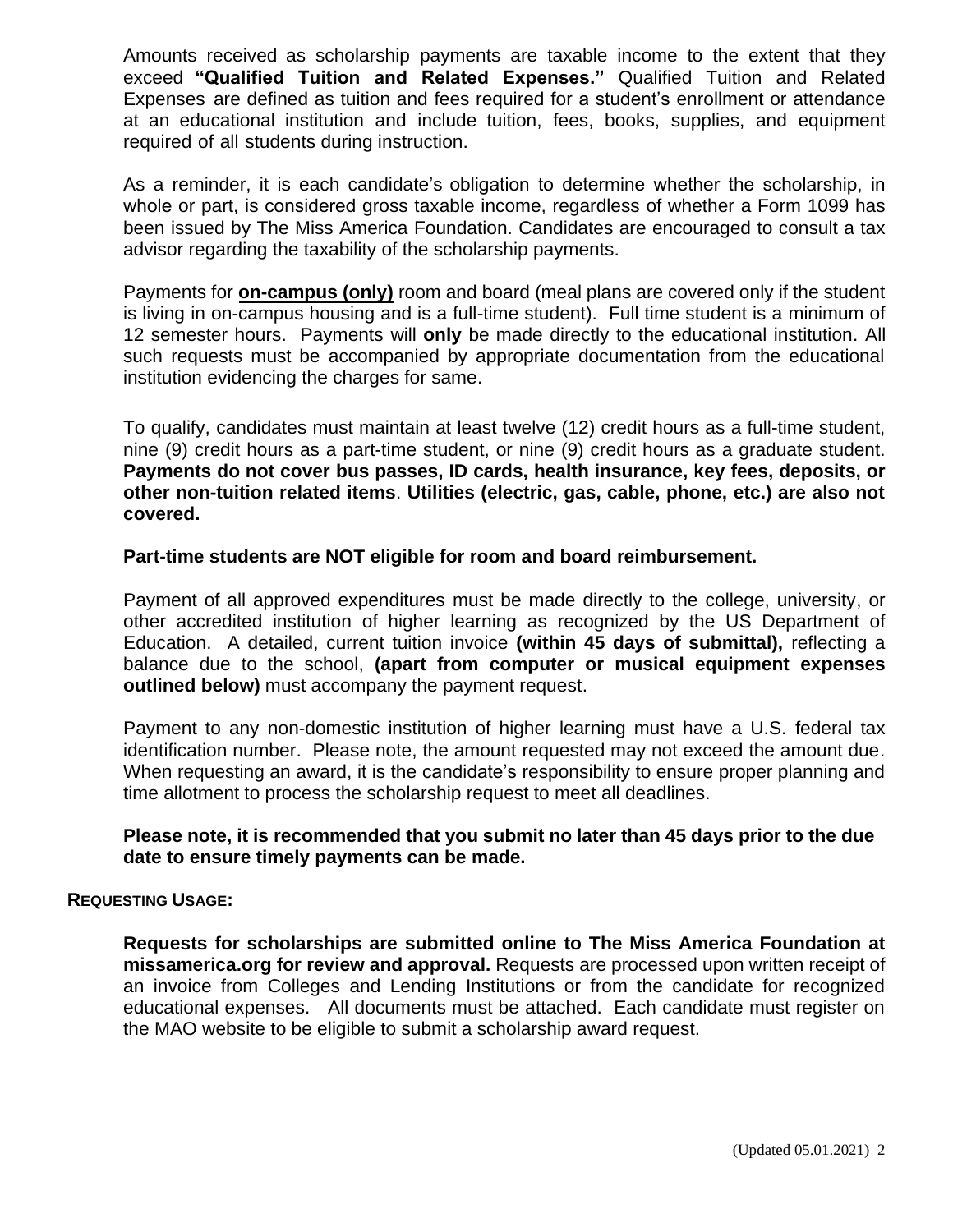Amounts received as scholarship payments are taxable income to the extent that they exceed **"Qualified Tuition and Related Expenses."** Qualified Tuition and Related Expenses are defined as tuition and fees required for a student's enrollment or attendance at an educational institution and include tuition, fees, books, supplies, and equipment required of all students during instruction.

As a reminder, it is each candidate's obligation to determine whether the scholarship, in whole or part, is considered gross taxable income, regardless of whether a Form 1099 has been issued by The Miss America Foundation. Candidates are encouraged to consult a tax advisor regarding the taxability of the scholarship payments.

Payments for **<u>on-campus (only)</u>** room and board (meal plans are covered only if the student is living in on-campus housing and is a full-time student). Full time student is a minimum of 12 semester hours. Payments will **only** be made directly to the educational institution. All such requests must be accompanied by appropriate documentation from the educational institution evidencing the charges for same.

To qualify, candidates must maintain at least twelve (12) credit hours as a full-time student, nine (9) credit hours as a part-time student, or nine (9) credit hours as a graduate student. **Payments do not cover bus passes, ID cards, health insurance, key fees, deposits, or other non-tuition related items**. **Utilities (electric, gas, cable, phone, etc.) are also not covered.**

**Part-time students are NOT eligible for room and board reimbursement.**

Payment of all approved expenditures must be made directly to the college, university, or other accredited institution of higher learning as recognized by the US Department of Education. A detailed, current tuition invoice **(within 45 days of submittal),** reflecting a balance due to the school, **(apart from computer or musical equipment expenses outlined below)** must accompany the payment request.

Payment to any non-domestic institution of higher learning must have a U.S. federal tax identification number. Please note, the amount requested may not exceed the amount due. When requesting an award, it is the candidate's responsibility to ensure proper planning and time allotment to process the scholarship request to meet all deadlines.

**Please note, it is recommended that you submit no later than 45 days prior to the due date to ensure timely payments can be made.**

**REQUESTING USAGE:**

**Requests for scholarships are submitted online to The Miss America Foundation at missamerica.org for review and approval.** Requests are processed upon written receipt of an invoice from Colleges and Lending Institutions or from the candidate for recognized educational expenses. All documents must be attached. Each candidate must register on the MAO website to be eligible to submit a scholarship award request.

(Updated 05.01.2021)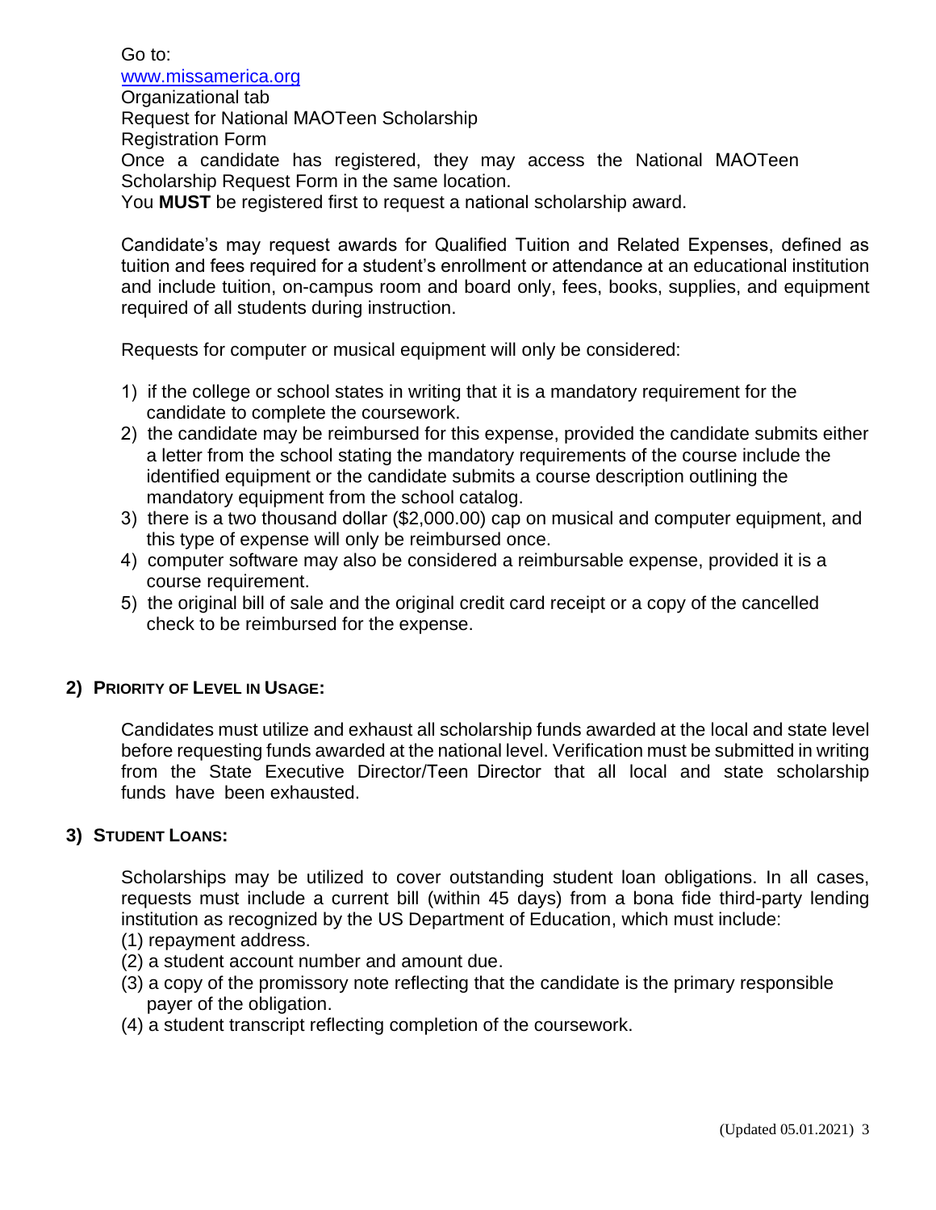Go to:
[www.missamerica.org](http://www.missamerica.org)
Organizational tab
Request for National MAOTeen Scholarship
Registration Form
Once a candidate has registered, they may access the National MAOTeen Scholarship Request Form in the same location.
You **MUST** be registered first to request a national scholarship award.

Candidate's may request awards for Qualified Tuition and Related Expenses, defined as tuition and fees required for a student's enrollment or attendance at an educational institution and include tuition, on-campus room and board only, fees, books, supplies, and equipment required of all students during instruction.

Requests for computer or musical equipment will only be considered:

1) if the college or school states in writing that it is a mandatory requirement for the candidate to complete the coursework.
2) the candidate may be reimbursed for this expense, provided the candidate submits either a letter from the school stating the mandatory requirements of the course include the identified equipment or the candidate submits a course description outlining the mandatory equipment from the school catalog.
3) there is a two thousand dollar ($2,000.00) cap on musical and computer equipment, and this type of expense will only be reimbursed once.
4) computer software may also be considered a reimbursable expense, provided it is a course requirement.
5) the original bill of sale and the original credit card receipt or a copy of the cancelled check to be reimbursed for the expense.

## 2) Priority of Level in Usage:

Candidates must utilize and exhaust all scholarship funds awarded at the local and state level before requesting funds awarded at the national level. Verification must be submitted in writing from the State Executive Director/Teen Director that all local and state scholarship funds have been exhausted.

## 3) Student Loans:

Scholarships may be utilized to cover outstanding student loan obligations. In all cases, requests must include a current bill (within 45 days) from a bona fide third-party lending institution as recognized by the US Department of Education, which must include:

(1) repayment address.
(2) a student account number and amount due.
(3) a copy of the promissory note reflecting that the candidate is the primary responsible payer of the obligation.
(4) a student transcript reflecting completion of the coursework.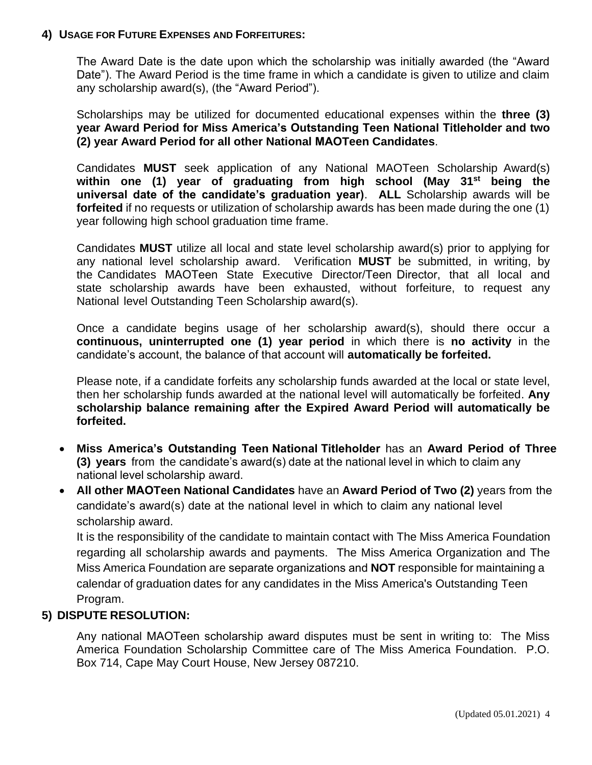## 4) Usage for Future Expenses and Forfeitures:

The Award Date is the date upon which the scholarship was initially awarded (the "Award Date"). The Award Period is the time frame in which a candidate is given to utilize and claim any scholarship award(s), (the "Award Period").

Scholarships may be utilized for documented educational expenses within the **three (3) year Award Period for Miss America's Outstanding Teen National Titleholder and two (2) year Award Period for all other National MAOTeen Candidates**.

Candidates **MUST** seek application of any National MAOTeen Scholarship Award(s) **within one (1) year of graduating from high school (May 31st being the universal date of the candidate's graduation year)**. **ALL** Scholarship awards will be **forfeited** if no requests or utilization of scholarship awards has been made during the one (1) year following high school graduation time frame.

Candidates **MUST** utilize all local and state level scholarship award(s) prior to applying for any national level scholarship award. Verification **MUST** be submitted, in writing, by the Candidates MAOTeen State Executive Director/Teen Director, that all local and state scholarship awards have been exhausted, without forfeiture, to request any National level Outstanding Teen Scholarship award(s).

Once a candidate begins usage of her scholarship award(s), should there occur a **continuous, uninterrupted one (1) year period** in which there is **no activity** in the candidate's account, the balance of that account will **automatically be forfeited.**

Please note, if a candidate forfeits any scholarship funds awarded at the local or state level, then her scholarship funds awarded at the national level will automatically be forfeited. **Any scholarship balance remaining after the Expired Award Period will automatically be forfeited.**

- **Miss America's Outstanding Teen National Titleholder** has an **Award Period of Three (3) years** from the candidate's award(s) date at the national level in which to claim any national level scholarship award.
- **All other MAOTeen National Candidates** have an **Award Period of Two (2)** years from the candidate's award(s) date at the national level in which to claim any national level scholarship award.

It is the responsibility of the candidate to maintain contact with The Miss America Foundation regarding all scholarship awards and payments. The Miss America Organization and The Miss America Foundation are separate organizations and **NOT** responsible for maintaining a calendar of graduation dates for any candidates in the Miss America's Outstanding Teen Program.

## 5) DISPUTE RESOLUTION:

Any national MAOTeen scholarship award disputes must be sent in writing to: The Miss America Foundation Scholarship Committee care of The Miss America Foundation. P.O. Box 714, Cape May Court House, New Jersey 087210.

(Updated 05.01.2021)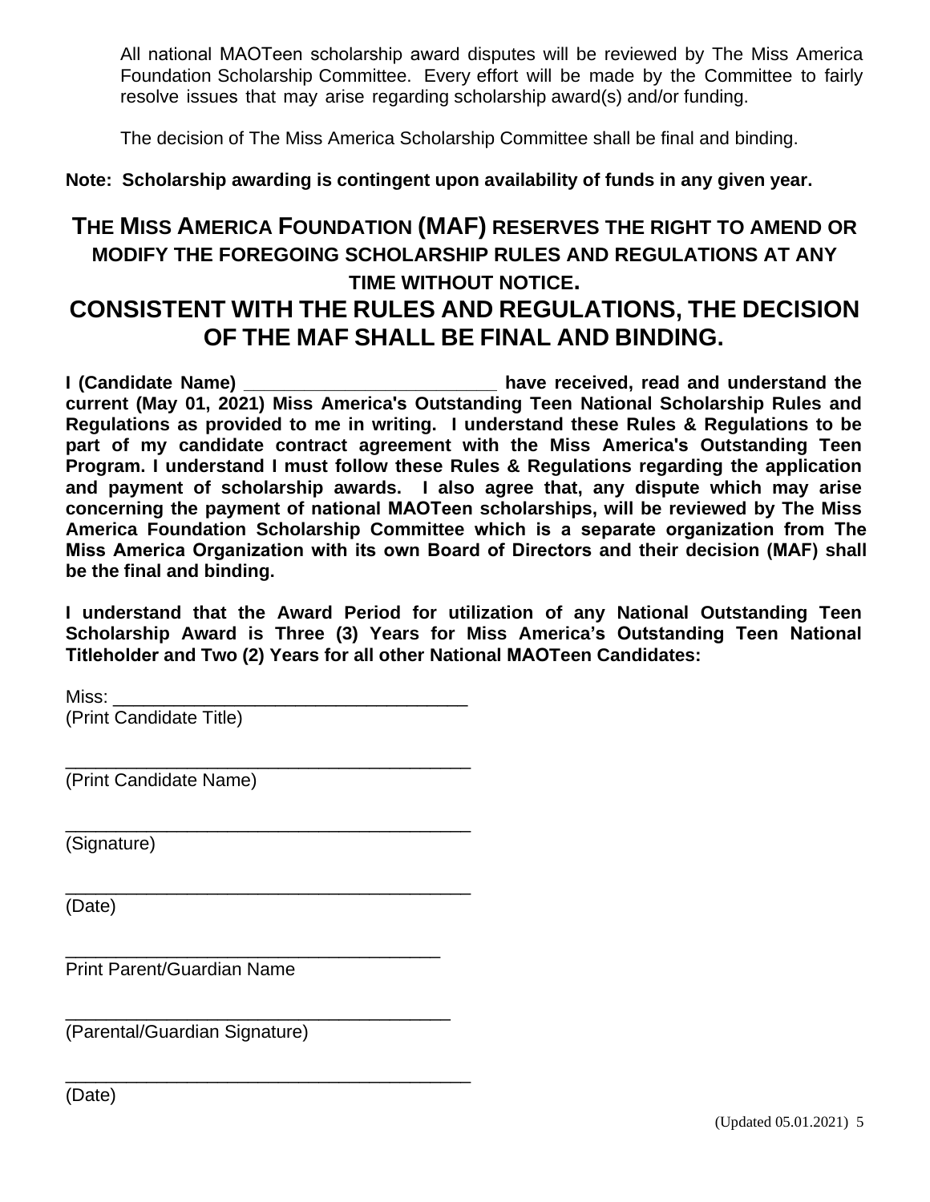All national MAOTeen scholarship award disputes will be reviewed by The Miss America Foundation Scholarship Committee. Every effort will be made by the Committee to fairly resolve issues that may arise regarding scholarship award(s) and/or funding.

The decision of The Miss America Scholarship Committee shall be final and binding.

**Note: Scholarship awarding is contingent upon availability of funds in any given year.**

## THE MISS AMERICA FOUNDATION (MAF) RESERVES THE RIGHT TO AMEND OR MODIFY THE FOREGOING SCHOLARSHIP RULES AND REGULATIONS AT ANY TIME WITHOUT NOTICE.

## CONSISTENT WITH THE RULES AND REGULATIONS, THE DECISION OF THE MAF SHALL BE FINAL AND BINDING.

**I (Candidate Name) ________________________ have received, read and understand the current (May 01, 2021) Miss America's Outstanding Teen National Scholarship Rules and Regulations as provided to me in writing. I understand these Rules & Regulations to be part of my candidate contract agreement with the Miss America's Outstanding Teen Program. I understand I must follow these Rules & Regulations regarding the application and payment of scholarship awards. I also agree that, any dispute which may arise concerning the payment of national MAOTeen scholarships, will be reviewed by The Miss America Foundation Scholarship Committee which is a separate organization from The Miss America Organization with its own Board of Directors and their decision (MAF) shall be the final and binding.**

**I understand that the Award Period for utilization of any National Outstanding Teen Scholarship Award is Three (3) Years for Miss America's Outstanding Teen National Titleholder and Two (2) Years for all other National MAOTeen Candidates:**

Miss: ___________________________________
(Print Candidate Title)

________________________________________
(Print Candidate Name)

________________________________________
(Signature)

________________________________________
(Date)

_____________________________________
Print Parent/Guardian Name

______________________________________
(Parental/Guardian Signature)

________________________________________
(Date)

(Updated 05.01.2021)